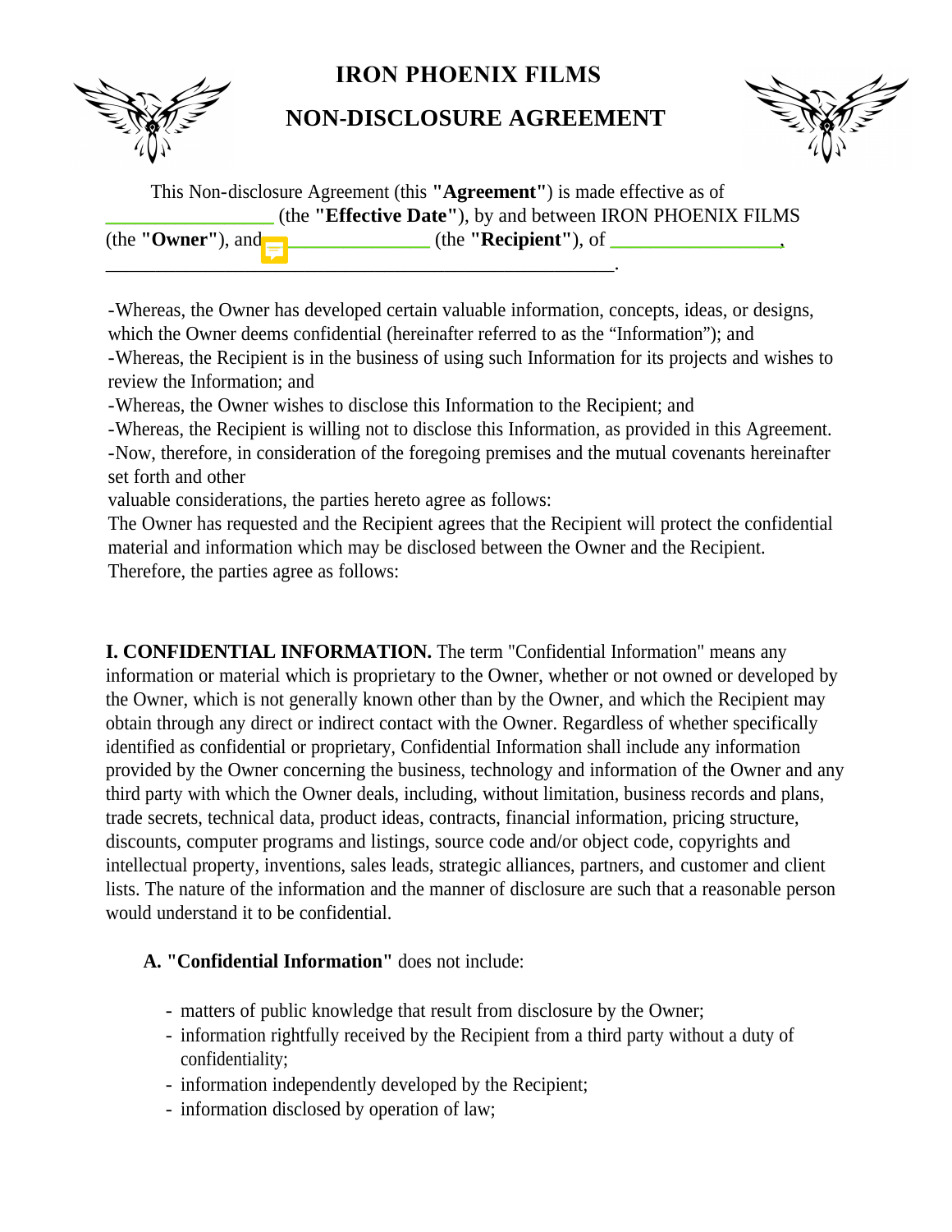# IRON PHOENIX FILMS

# NON-DISCLOSURE AGREEMENT

This Non-disclosure Agreement (this **"Agreement"**) is made effective as of _________________ (the **"Effective Date"**), by and between IRON PHOENIX FILMS (the **"Owner"**), and _______________ (the **"Recipient"**), of _________________, ____________________________________________________.

-Whereas, the Owner has developed certain valuable information, concepts, ideas, or designs, which the Owner deems confidential (hereinafter referred to as the "Information"); and
-Whereas, the Recipient is in the business of using such Information for its projects and wishes to review the Information; and
-Whereas, the Owner wishes to disclose this Information to the Recipient; and
-Whereas, the Recipient is willing not to disclose this Information, as provided in this Agreement.
-Now, therefore, in consideration of the foregoing premises and the mutual covenants hereinafter set forth and other
valuable considerations, the parties hereto agree as follows:
The Owner has requested and the Recipient agrees that the Recipient will protect the confidential material and information which may be disclosed between the Owner and the Recipient. Therefore, the parties agree as follows:

**I. CONFIDENTIAL INFORMATION.** The term "Confidential Information" means any information or material which is proprietary to the Owner, whether or not owned or developed by the Owner, which is not generally known other than by the Owner, and which the Recipient may obtain through any direct or indirect contact with the Owner. Regardless of whether specifically identified as confidential or proprietary, Confidential Information shall include any information provided by the Owner concerning the business, technology and information of the Owner and any third party with which the Owner deals, including, without limitation, business records and plans, trade secrets, technical data, product ideas, contracts, financial information, pricing structure, discounts, computer programs and listings, source code and/or object code, copyrights and intellectual property, inventions, sales leads, strategic alliances, partners, and customer and client lists. The nature of the information and the manner of disclosure are such that a reasonable person would understand it to be confidential.

**A. "Confidential Information"** does not include:

- matters of public knowledge that result from disclosure by the Owner;
- information rightfully received by the Recipient from a third party without a duty of confidentiality;
- information independently developed by the Recipient;
- information disclosed by operation of law;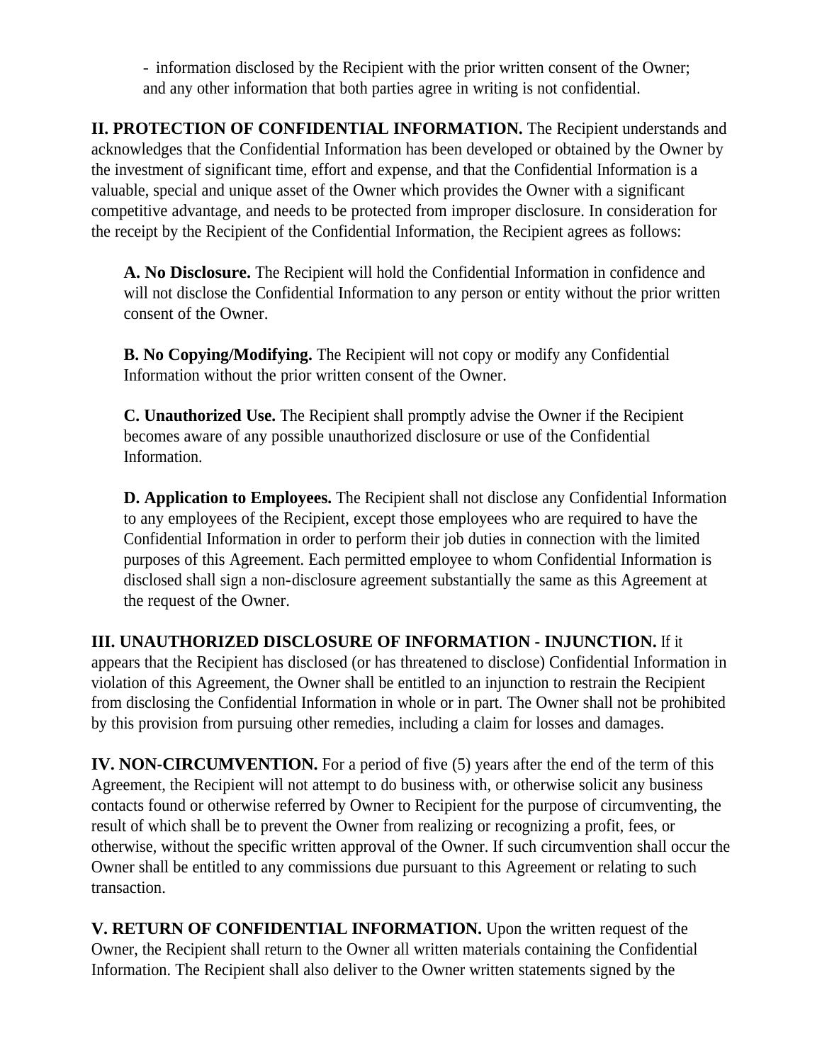- information disclosed by the Recipient with the prior written consent of the Owner;
and any other information that both parties agree in writing is not confidential.

**II. PROTECTION OF CONFIDENTIAL INFORMATION.** The Recipient understands and acknowledges that the Confidential Information has been developed or obtained by the Owner by the investment of significant time, effort and expense, and that the Confidential Information is a valuable, special and unique asset of the Owner which provides the Owner with a significant competitive advantage, and needs to be protected from improper disclosure. In consideration for the receipt by the Recipient of the Confidential Information, the Recipient agrees as follows:

**A. No Disclosure.** The Recipient will hold the Confidential Information in confidence and will not disclose the Confidential Information to any person or entity without the prior written consent of the Owner.

**B. No Copying/Modifying.** The Recipient will not copy or modify any Confidential Information without the prior written consent of the Owner.

**C. Unauthorized Use.** The Recipient shall promptly advise the Owner if the Recipient becomes aware of any possible unauthorized disclosure or use of the Confidential Information.

**D. Application to Employees.** The Recipient shall not disclose any Confidential Information to any employees of the Recipient, except those employees who are required to have the Confidential Information in order to perform their job duties in connection with the limited purposes of this Agreement. Each permitted employee to whom Confidential Information is disclosed shall sign a non-disclosure agreement substantially the same as this Agreement at the request of the Owner.

**III. UNAUTHORIZED DISCLOSURE OF INFORMATION - INJUNCTION.** If it appears that the Recipient has disclosed (or has threatened to disclose) Confidential Information in violation of this Agreement, the Owner shall be entitled to an injunction to restrain the Recipient from disclosing the Confidential Information in whole or in part. The Owner shall not be prohibited by this provision from pursuing other remedies, including a claim for losses and damages.

**IV. NON-CIRCUMVENTION.** For a period of five (5) years after the end of the term of this Agreement, the Recipient will not attempt to do business with, or otherwise solicit any business contacts found or otherwise referred by Owner to Recipient for the purpose of circumventing, the result of which shall be to prevent the Owner from realizing or recognizing a profit, fees, or otherwise, without the specific written approval of the Owner. If such circumvention shall occur the Owner shall be entitled to any commissions due pursuant to this Agreement or relating to such transaction.

**V. RETURN OF CONFIDENTIAL INFORMATION.** Upon the written request of the Owner, the Recipient shall return to the Owner all written materials containing the Confidential Information. The Recipient shall also deliver to the Owner written statements signed by the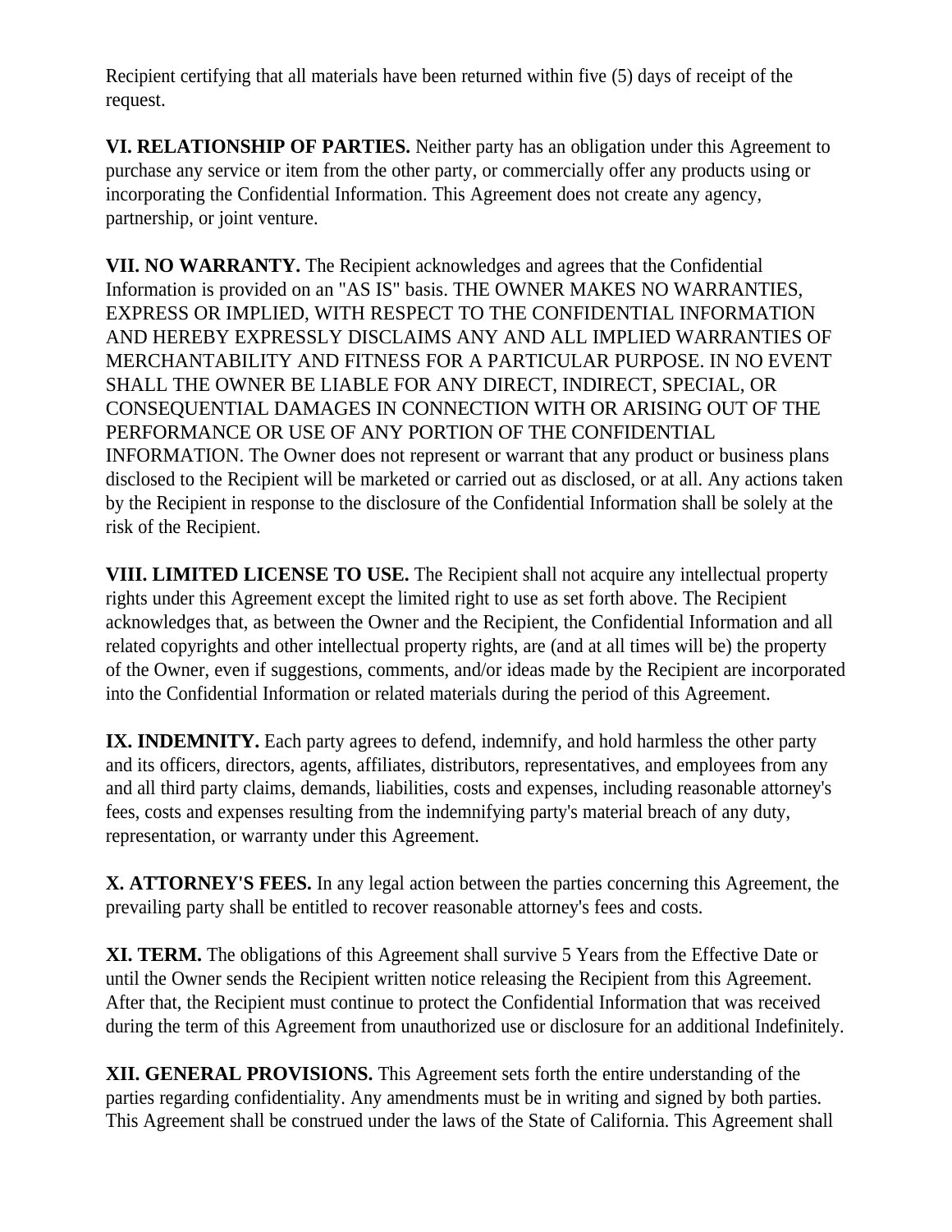Recipient certifying that all materials have been returned within five (5) days of receipt of the request.

**VI. RELATIONSHIP OF PARTIES.** Neither party has an obligation under this Agreement to purchase any service or item from the other party, or commercially offer any products using or incorporating the Confidential Information. This Agreement does not create any agency, partnership, or joint venture.

**VII. NO WARRANTY.** The Recipient acknowledges and agrees that the Confidential Information is provided on an "AS IS" basis. THE OWNER MAKES NO WARRANTIES, EXPRESS OR IMPLIED, WITH RESPECT TO THE CONFIDENTIAL INFORMATION AND HEREBY EXPRESSLY DISCLAIMS ANY AND ALL IMPLIED WARRANTIES OF MERCHANTABILITY AND FITNESS FOR A PARTICULAR PURPOSE. IN NO EVENT SHALL THE OWNER BE LIABLE FOR ANY DIRECT, INDIRECT, SPECIAL, OR CONSEQUENTIAL DAMAGES IN CONNECTION WITH OR ARISING OUT OF THE PERFORMANCE OR USE OF ANY PORTION OF THE CONFIDENTIAL INFORMATION. The Owner does not represent or warrant that any product or business plans disclosed to the Recipient will be marketed or carried out as disclosed, or at all. Any actions taken by the Recipient in response to the disclosure of the Confidential Information shall be solely at the risk of the Recipient.

**VIII. LIMITED LICENSE TO USE.** The Recipient shall not acquire any intellectual property rights under this Agreement except the limited right to use as set forth above. The Recipient acknowledges that, as between the Owner and the Recipient, the Confidential Information and all related copyrights and other intellectual property rights, are (and at all times will be) the property of the Owner, even if suggestions, comments, and/or ideas made by the Recipient are incorporated into the Confidential Information or related materials during the period of this Agreement.

**IX. INDEMNITY.** Each party agrees to defend, indemnify, and hold harmless the other party and its officers, directors, agents, affiliates, distributors, representatives, and employees from any and all third party claims, demands, liabilities, costs and expenses, including reasonable attorney's fees, costs and expenses resulting from the indemnifying party's material breach of any duty, representation, or warranty under this Agreement.

**X. ATTORNEY'S FEES.** In any legal action between the parties concerning this Agreement, the prevailing party shall be entitled to recover reasonable attorney's fees and costs.

**XI. TERM.** The obligations of this Agreement shall survive 5 Years from the Effective Date or until the Owner sends the Recipient written notice releasing the Recipient from this Agreement. After that, the Recipient must continue to protect the Confidential Information that was received during the term of this Agreement from unauthorized use or disclosure for an additional Indefinitely.

**XII. GENERAL PROVISIONS.** This Agreement sets forth the entire understanding of the parties regarding confidentiality. Any amendments must be in writing and signed by both parties. This Agreement shall be construed under the laws of the State of California. This Agreement shall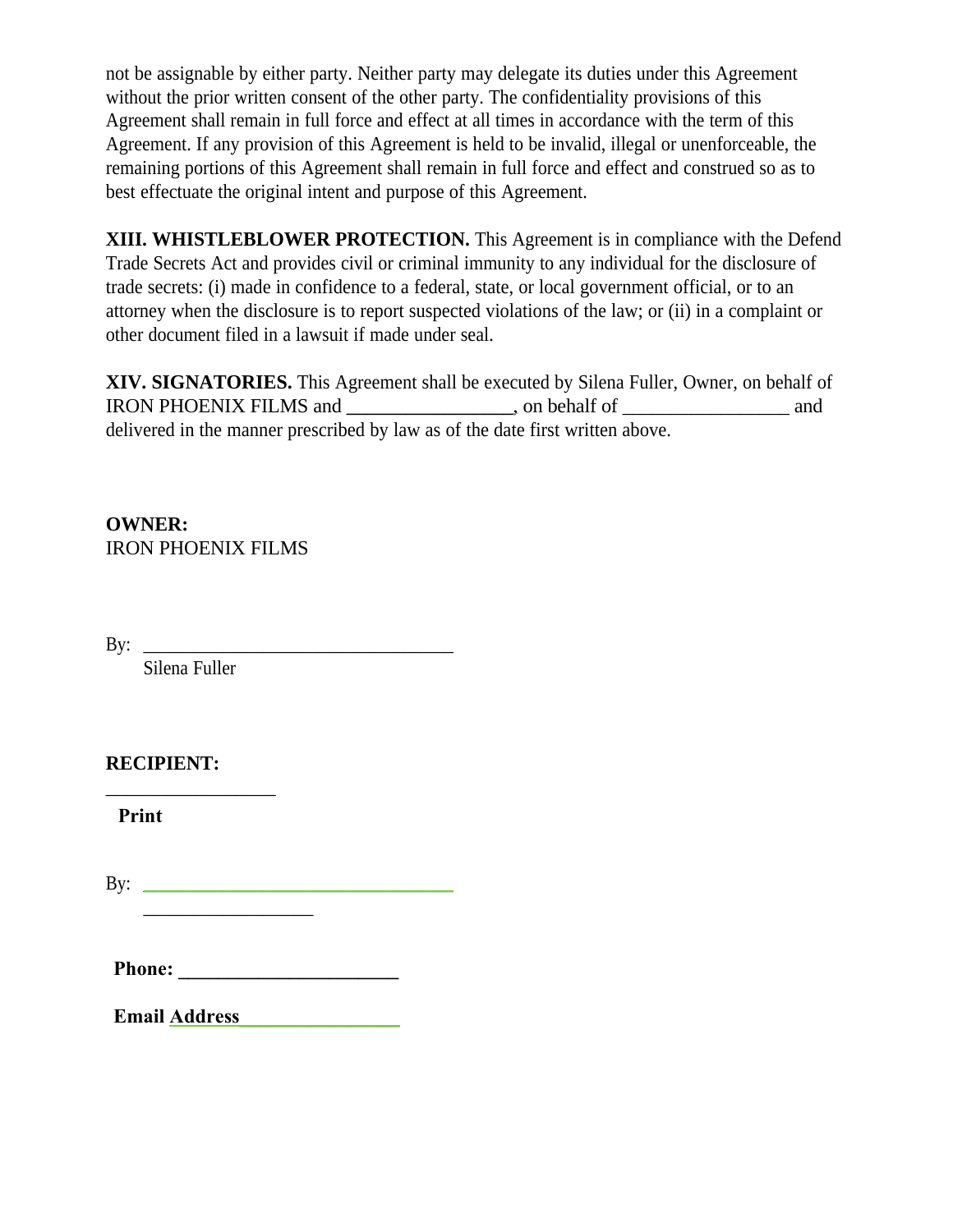not be assignable by either party. Neither party may delegate its duties under this Agreement without the prior written consent of the other party. The confidentiality provisions of this Agreement shall remain in full force and effect at all times in accordance with the term of this Agreement. If any provision of this Agreement is held to be invalid, illegal or unenforceable, the remaining portions of this Agreement shall remain in full force and effect and construed so as to best effectuate the original intent and purpose of this Agreement.

**XIII. WHISTLEBLOWER PROTECTION.** This Agreement is in compliance with the Defend Trade Secrets Act and provides civil or criminal immunity to any individual for the disclosure of trade secrets: (i) made in confidence to a federal, state, or local government official, or to an attorney when the disclosure is to report suspected violations of the law; or (ii) in a complaint or other document filed in a lawsuit if made under seal.

**XIV. SIGNATORIES.** This Agreement shall be executed by Silena Fuller, Owner, on behalf of IRON PHOENIX FILMS and _________________, on behalf of _________________ and delivered in the manner prescribed by law as of the date first written above.

**OWNER:**
IRON PHOENIX FILMS

By: _________________________________
Silena Fuller

**RECIPIENT:**
_________________
**Print**

By: _________________________________
_________________

**Phone:** ______________________

**Email Address** _________________